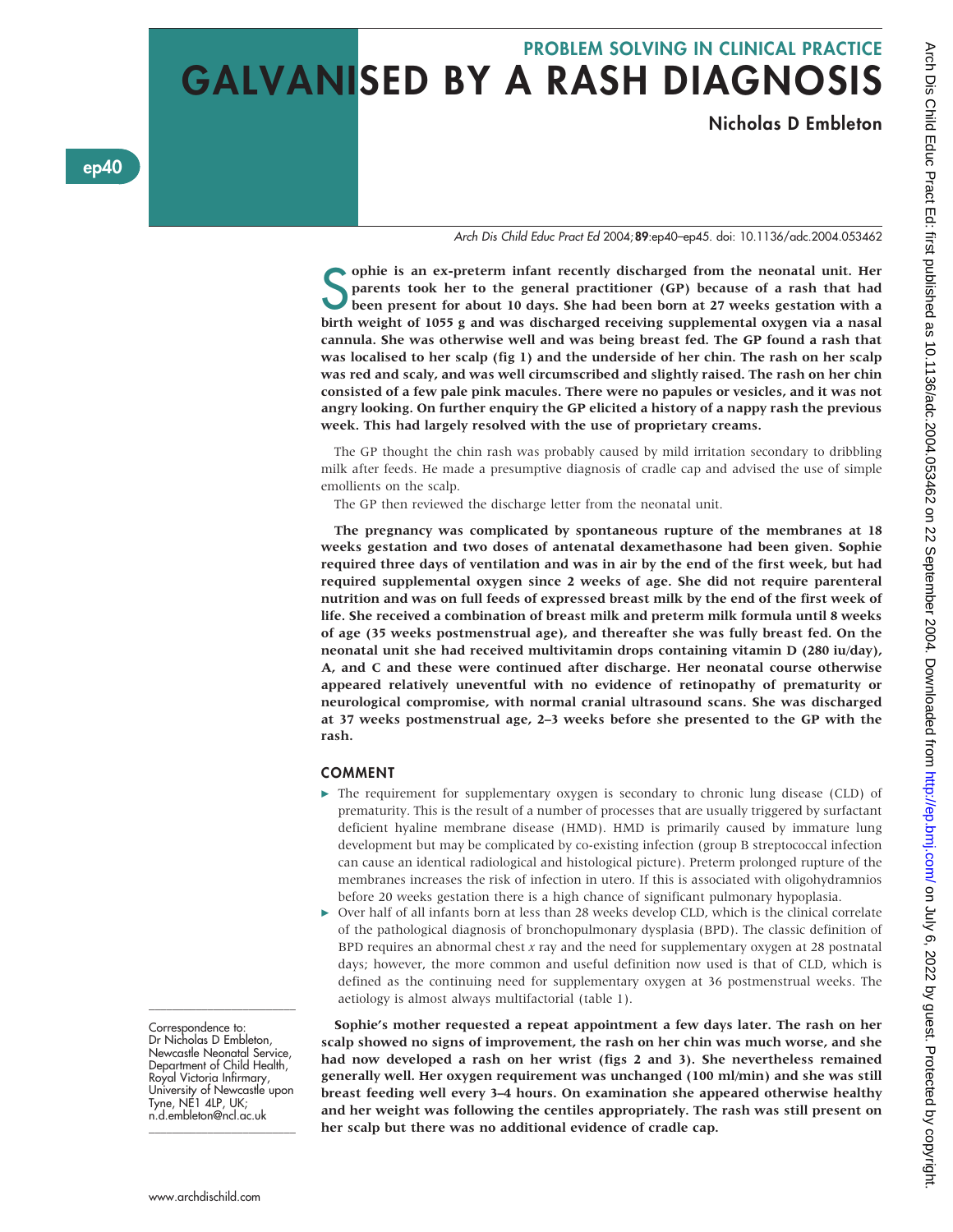## PROBLEM SOLVING IN CLINICAL PRACTICE

# GALVANISED BY A RASH DIAGNOSIS

**Nicholas D Embleton**

*Arch Dis Child Educ Pract Ed* 2004;**89**:ep40–ep45. doi: 10.1136/adc.2004.053462

**Sophie is an ex-preterm infant recently discharged from the neonatal unit. Her parents took her to the general practitioner (GP) because of a rash that had been present for about 10 days. She had been born at 27 weeks gestation with a birth weight of 1055 g and was discharged receiving supplemental oxygen via a nasal cannula. She was otherwise well and was being breast fed. The GP found a rash that was localised to her scalp (fig 1) and the underside of her chin. The rash on her scalp was red and scaly, and was well circumscribed and slightly raised. The rash on her chin consisted of a few pale pink macules. There were no papules or vesicles, and it was not angry looking. On further enquiry the GP elicited a history of a nappy rash the previous week. This had largely resolved with the use of proprietary creams.**

The GP thought the chin rash was probably caused by mild irritation secondary to dribbling milk after feeds. He made a presumptive diagnosis of cradle cap and advised the use of simple emollients on the scalp.

The GP then reviewed the discharge letter from the neonatal unit.

**The pregnancy was complicated by spontaneous rupture of the membranes at 18 weeks gestation and two doses of antenatal dexamethasone had been given. Sophie required three days of ventilation and was in air by the end of the first week, but had required supplemental oxygen since 2 weeks of age. She did not require parenteral nutrition and was on full feeds of expressed breast milk by the end of the first week of life. She received a combination of breast milk and preterm milk formula until 8 weeks of age (35 weeks postmenstrual age), and thereafter she was fully breast fed. On the neonatal unit she had received multivitamin drops containing vitamin D (280 iu/day), A, and C and these were continued after discharge. Her neonatal course otherwise appeared relatively uneventful with no evidence of retinopathy of prematurity or neurological compromise, with normal cranial ultrasound scans. She was discharged at 37 weeks postmenstrual age, 2–3 weeks before she presented to the GP with the rash.**

### COMMENT

- The requirement for supplementary oxygen is secondary to chronic lung disease (CLD) of prematurity. This is the result of a number of processes that are usually triggered by surfactant deficient hyaline membrane disease (HMD). HMD is primarily caused by immature lung development but may be complicated by co-existing infection (group B streptococcal infection can cause an identical radiological and histological picture). Preterm prolonged rupture of the membranes increases the risk of infection in utero. If this is associated with oligohydramnios before 20 weeks gestation there is a high chance of significant pulmonary hypoplasia.
- Over half of all infants born at less than 28 weeks develop CLD, which is the clinical correlate of the pathological diagnosis of bronchopulmonary dysplasia (BPD). The classic definition of BPD requires an abnormal chest *x* ray and the need for supplementary oxygen at 28 postnatal days; however, the more common and useful definition now used is that of CLD, which is defined as the continuing need for supplementary oxygen at 36 postmenstrual weeks. The aetiology is almost always multifactorial (table 1).

**Sophie's mother requested a repeat appointment a few days later. The rash on her scalp showed no signs of improvement, the rash on her chin was much worse, and she had now developed a rash on her wrist (figs 2 and 3). She nevertheless remained generally well. Her oxygen requirement was unchanged (100 ml/min) and she was still breast feeding well every 3–4 hours. On examination she appeared otherwise healthy and her weight was following the centiles appropriately. The rash was still present on her scalp but there was no additional evidence of cradle cap.**

Correspondence to: Dr Nicholas D Embleton, Newcastle Neonatal Service, Department of Child Health, Royal Victoria Infirmary, University of Newcastle upon Tyne, NE1 4LP, UK; n.d.embleton@ncl.ac.uk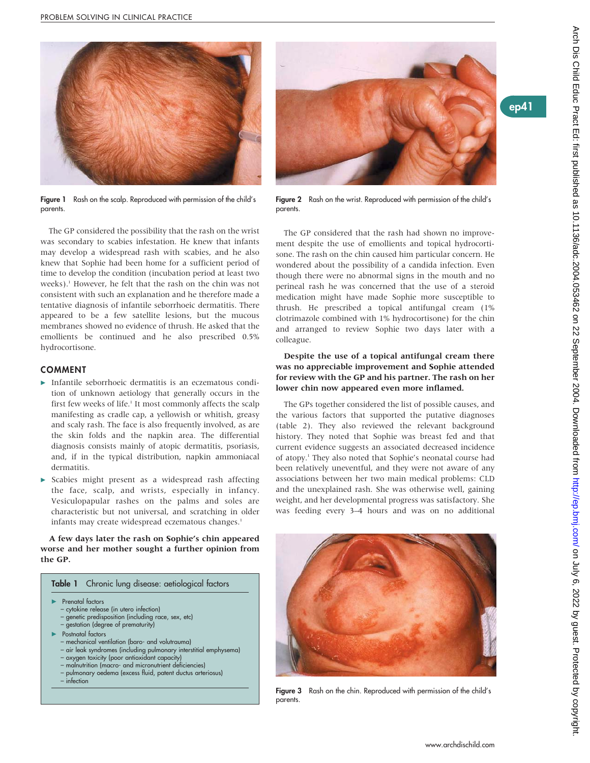Figure 1 Rash on the scalp. Reproduced with permission of the child's parents.

Figure 2 Rash on the wrist. Reproduced with permission of the child's parents.

The GP considered the possibility that the rash on the wrist was secondary to scabies infestation. He knew that infants may develop a widespread rash with scabies, and he also knew that Sophie had been home for a sufficient period of time to develop the condition (incubation period at least two weeks).[1] However, he felt that the rash on the chin was not consistent with such an explanation and he therefore made a tentative diagnosis of infantile seborrhoeic dermatitis. There appeared to be a few satellite lesions, but the mucous membranes showed no evidence of thrush. He asked that the emollients be continued and he also prescribed 0.5% hydrocortisone.

## COMMENT

- Infantile seborrhoeic dermatitis is an eczematous condition of unknown aetiology that generally occurs in the first few weeks of life.[1] It most commonly affects the scalp manifesting as cradle cap, a yellowish or whitish, greasy and scaly rash. The face is also frequently involved, as are the skin folds and the napkin area. The differential diagnosis consists mainly of atopic dermatitis, psoriasis, and, if in the typical distribution, napkin ammoniacal dermatitis.
- Scabies might present as a widespread rash affecting the face, scalp, and wrists, especially in infancy. Vesiculopapular rashes on the palms and soles are characteristic but not universal, and scratching in older infants may create widespread eczematous changes.[1]

**A few days later the rash on Sophie's chin appeared worse and her mother sought a further opinion from the GP.**

**Table 1** Chronic lung disease: aetiological factors

- Prenatal factors
  - cytokine release (in utero infection)
  - genetic predisposition (including race, sex, etc)
  - gestation (degree of prematurity)
- Postnatal factors
  - mechanical ventilation (baro- and volutrauma)
  - air leak syndromes (including pulmonary interstitial emphysema)
  - oxygen toxicity (poor antioxidant capacity)
  - malnutrition (macro- and micronutrient deficiencies)
  - pulmonary oedema (excess fluid, patent ductus arteriosus)
  - infection

The GP considered that the rash had shown no improvement despite the use of emollients and topical hydrocortisone. The rash on the chin caused him particular concern. He wondered about the possibility of a candida infection. Even though there were no abnormal signs in the mouth and no perineal rash he was concerned that the use of a steroid medication might have made Sophie more susceptible to thrush. He prescribed a topical antifungal cream (1% clotrimazole combined with 1% hydrocortisone) for the chin and arranged to review Sophie two days later with a colleague.

**Despite the use of a topical antifungal cream there was no appreciable improvement and Sophie attended for review with the GP and his partner. The rash on her lower chin now appeared even more inflamed.**

The GPs together considered the list of possible causes, and the various factors that supported the putative diagnoses (table 2). They also reviewed the relevant background history. They noted that Sophie was breast fed and that current evidence suggests an associated decreased incidence of atopy.[1] They also noted that Sophie's neonatal course had been relatively uneventful, and they were not aware of any associations between her two main medical problems: CLD and the unexplained rash. She was otherwise well, gaining weight, and her developmental progress was satisfactory. She was feeding every 3–4 hours and was on no additional

Figure 3 Rash on the chin. Reproduced with permission of the child's parents.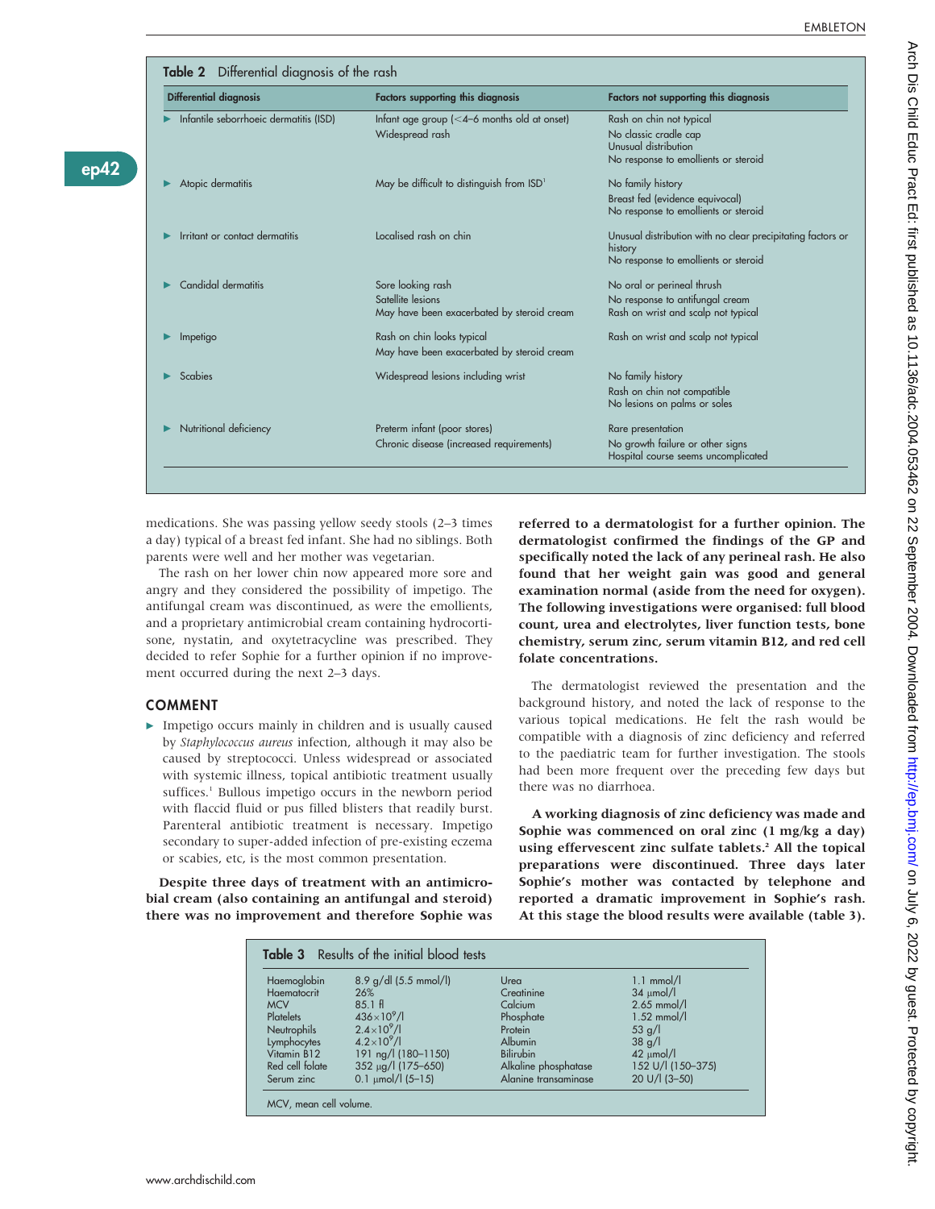**Table 2** Differential diagnosis of the rash

| Differential diagnosis | Factors supporting this diagnosis | Factors not supporting this diagnosis |
|---|---|---|
| Infantile seborrhoeic dermatitis (ISD) | Infant age group (<4–6 months old at onset)<br>Widespread rash | Rash on chin not typical<br>No classic cradle cap<br>Unusual distribution<br>No response to emollients or steroid |
| Atopic dermatitis | May be difficult to distinguish from ISD[1] | No family history<br>Breast fed (evidence equivocal)<br>No response to emollients or steroid |
| Irritant or contact dermatitis | Localised rash on chin | Unusual distribution with no clear precipitating factors or history<br>No response to emollients or steroid |
| Candidal dermatitis | Sore looking rash<br>Satellite lesions<br>May have been exacerbated by steroid cream | No oral or perineal thrush<br>No response to antifungal cream<br>Rash on wrist and scalp not typical |
| Impetigo | Rash on chin looks typical<br>May have been exacerbated by steroid cream | Rash on wrist and scalp not typical |
| Scabies | Widespread lesions including wrist | No family history<br>Rash on chin not compatible<br>No lesions on palms or soles |
| Nutritional deficiency | Preterm infant (poor stores)<br>Chronic disease (increased requirements) | Rare presentation<br>No growth failure or other signs<br>Hospital course seems uncomplicated |

medications. She was passing yellow seedy stools (2–3 times a day) typical of a breast fed infant. She had no siblings. Both parents were well and her mother was vegetarian.

The rash on her lower chin now appeared more sore and angry and they considered the possibility of impetigo. The antifungal cream was discontinued, as were the emollients, and a proprietary antimicrobial cream containing hydrocortisone, nystatin, and oxytetracycline was prescribed. They decided to refer Sophie for a further opinion if no improvement occurred during the next 2–3 days.

## COMMENT

- Impetigo occurs mainly in children and is usually caused by *Staphylococcus aureus* infection, although it may also be caused by streptococci. Unless widespread or associated with systemic illness, topical antibiotic treatment usually suffices.[1] Bullous impetigo occurs in the newborn period with flaccid fluid or pus filled blisters that readily burst. Parenteral antibiotic treatment is necessary. Impetigo secondary to super-added infection of pre-existing eczema or scabies, etc, is the most common presentation.

**Despite three days of treatment with an antimicrobial cream (also containing an antifungal and steroid) there was no improvement and therefore Sophie was referred to a dermatologist for a further opinion. The dermatologist confirmed the findings of the GP and specifically noted the lack of any perineal rash. He also found that her weight gain was good and general examination normal (aside from the need for oxygen). The following investigations were organised: full blood count, urea and electrolytes, liver function tests, bone chemistry, serum zinc, serum vitamin B12, and red cell folate concentrations.**

The dermatologist reviewed the presentation and the background history, and noted the lack of response to the various topical medications. He felt the rash would be compatible with a diagnosis of zinc deficiency and referred to the paediatric team for further investigation. The stools had been more frequent over the preceding few days but there was no diarrhoea.

**A working diagnosis of zinc deficiency was made and Sophie was commenced on oral zinc (1 mg/kg a day) using effervescent zinc sulfate tablets.[2] All the topical preparations were discontinued. Three days later Sophie's mother was contacted by telephone and reported a dramatic improvement in Sophie's rash. At this stage the blood results were available (table 3).**

**Table 3** Results of the initial blood tests

| | | | |
|---|---|---|---|
| Haemoglobin | 8.9 g/dl (5.5 mmol/l) | Urea | 1.1 mmol/l |
| Haematocrit | 26% | Creatinine | 34 μmol/l |
| MCV | 85.1 fl | Calcium | 2.65 mmol/l |
| Platelets | $436\times10^9$/l | Phosphate | 1.52 mmol/l |
| Neutrophils | $2.4\times10^9$/l | Protein | 53 g/l |
| Lymphocytes | $4.2\times10^9$/l | Albumin | 38 g/l |
| Vitamin B12 | 191 ng/l (180–1150) | Bilirubin | 42 μmol/l |
| Red cell folate | 352 μg/l (175–650) | Alkaline phosphatase | 152 U/l (150–375) |
| Serum zinc | 0.1 μmol/l (5–15) | Alanine transaminase | 20 U/l (3–50) |

MCV, mean cell volume.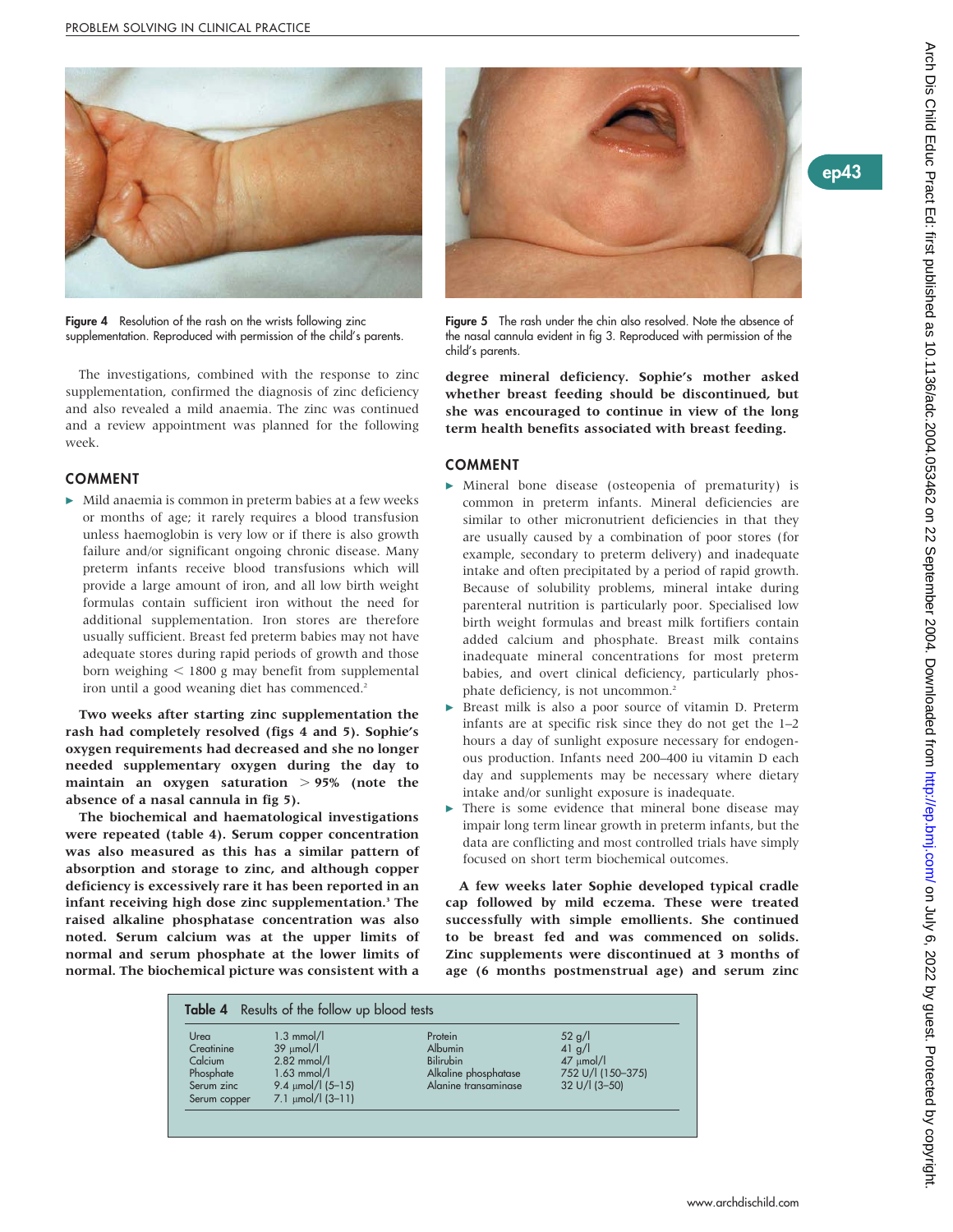Figure 4 Resolution of the rash on the wrists following zinc supplementation. Reproduced with permission of the child's parents.

Figure 5 The rash under the chin also resolved. Note the absence of the nasal cannula evident in fig 3. Reproduced with permission of the child's parents.

The investigations, combined with the response to zinc supplementation, confirmed the diagnosis of zinc deficiency and also revealed a mild anaemia. The zinc was continued and a review appointment was planned for the following week.

## COMMENT

- Mild anaemia is common in preterm babies at a few weeks or months of age; it rarely requires a blood transfusion unless haemoglobin is very low or if there is also growth failure and/or significant ongoing chronic disease. Many preterm infants receive blood transfusions which will provide a large amount of iron, and all low birth weight formulas contain sufficient iron without the need for additional supplementation. Iron stores are therefore usually sufficient. Breast fed preterm babies may not have adequate stores during rapid periods of growth and those born weighing < 1800 g may benefit from supplemental iron until a good weaning diet has commenced.[2]

**Two weeks after starting zinc supplementation the rash had completely resolved (figs 4 and 5). Sophie's oxygen requirements had decreased and she no longer needed supplementary oxygen during the day to maintain an oxygen saturation > 95% (note the absence of a nasal cannula in fig 5).**

**The biochemical and haematological investigations were repeated (table 4). Serum copper concentration was also measured as this has a similar pattern of absorption and storage to zinc, and although copper deficiency is excessively rare it has been reported in an infant receiving high dose zinc supplementation.[3] The raised alkaline phosphatase concentration was also noted. Serum calcium was at the upper limits of normal and serum phosphate at the lower limits of normal. The biochemical picture was consistent with a degree mineral deficiency. Sophie's mother asked whether breast feeding should be discontinued, but she was encouraged to continue in view of the long term health benefits associated with breast feeding.**

## COMMENT

- Mineral bone disease (osteopenia of prematurity) is common in preterm infants. Mineral deficiencies are similar to other micronutrient deficiencies in that they are usually caused by a combination of poor stores (for example, secondary to preterm delivery) and inadequate intake and often precipitated by a period of rapid growth. Because of solubility problems, mineral intake during parenteral nutrition is particularly poor. Specialised low birth weight formulas and breast milk fortifiers contain added calcium and phosphate. Breast milk contains inadequate mineral concentrations for most preterm babies, and overt clinical deficiency, particularly phosphate deficiency, is not uncommon.[2]
- Breast milk is also a poor source of vitamin D. Preterm infants are at specific risk since they do not get the 1–2 hours a day of sunlight exposure necessary for endogenous production. Infants need 200–400 iu vitamin D each day and supplements may be necessary where dietary intake and/or sunlight exposure is inadequate.
- There is some evidence that mineral bone disease may impair long term linear growth in preterm infants, but the data are conflicting and most controlled trials have simply focused on short term biochemical outcomes.

**A few weeks later Sophie developed typical cradle cap followed by mild eczema. These were treated successfully with simple emollients. She continued to be breast fed and was commenced on solids. Zinc supplements were discontinued at 3 months of age (6 months postmenstrual age) and serum zinc**

**Table 4** Results of the follow up blood tests

| | | | |
|---|---|---|---|
| Urea | 1.3 mmol/l | Protein | 52 g/l |
| Creatinine | 39 μmol/l | Albumin | 41 g/l |
| Calcium | 2.82 mmol/l | Bilirubin | 47 μmol/l |
| Phosphate | 1.63 mmol/l | Alkaline phosphatase | 752 U/l (150–375) |
| Serum zinc | 9.4 μmol/l (5–15) | Alanine transaminase | 32 U/l (3–50) |
| Serum copper | 7.1 μmol/l (3–11) | | |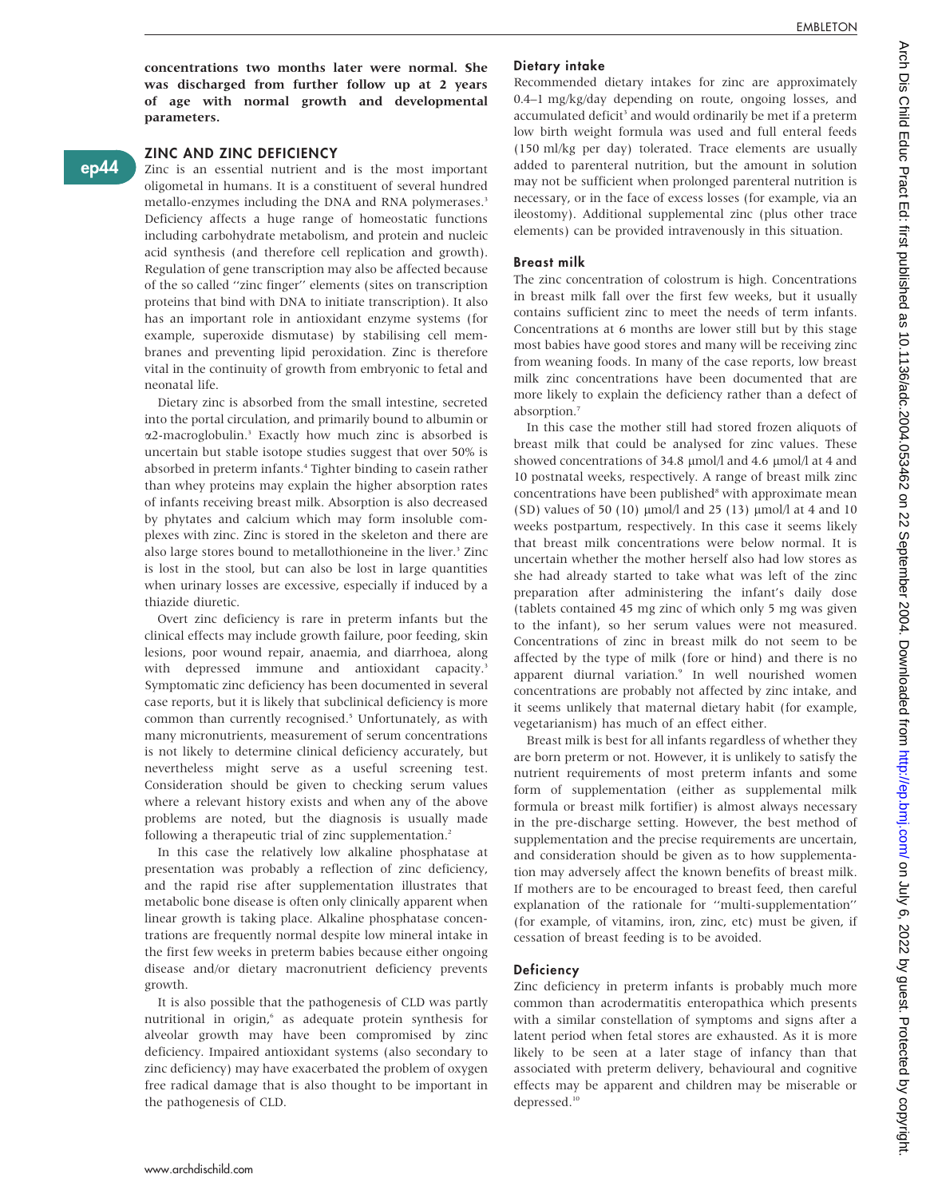**concentrations two months later were normal. She was discharged from further follow up at 2 years of age with normal growth and developmental parameters.**

## ZINC AND ZINC DEFICIENCY

Zinc is an essential nutrient and is the most important oligometal in humans. It is a constituent of several hundred metallo-enzymes including the DNA and RNA polymerases.[3] Deficiency affects a huge range of homeostatic functions including carbohydrate metabolism, and protein and nucleic acid synthesis (and therefore cell replication and growth). Regulation of gene transcription may also be affected because of the so called "zinc finger" elements (sites on transcription proteins that bind with DNA to initiate transcription). It also has an important role in antioxidant enzyme systems (for example, superoxide dismutase) by stabilising cell membranes and preventing lipid peroxidation. Zinc is therefore vital in the continuity of growth from embryonic to fetal and neonatal life.

Dietary zinc is absorbed from the small intestine, secreted into the portal circulation, and primarily bound to albumin or α2-macroglobulin.[3] Exactly how much zinc is absorbed is uncertain but stable isotope studies suggest that over 50% is absorbed in preterm infants.[4] Tighter binding to casein rather than whey proteins may explain the higher absorption rates of infants receiving breast milk. Absorption is also decreased by phytates and calcium which may form insoluble complexes with zinc. Zinc is stored in the skeleton and there are also large stores bound to metallothioneine in the liver.[3] Zinc is lost in the stool, but can also be lost in large quantities when urinary losses are excessive, especially if induced by a thiazide diuretic.

Overt zinc deficiency is rare in preterm infants but the clinical effects may include growth failure, poor feeding, skin lesions, poor wound repair, anaemia, and diarrhoea, along with depressed immune and antioxidant capacity.[3] Symptomatic zinc deficiency has been documented in several case reports, but it is likely that subclinical deficiency is more common than currently recognised.[5] Unfortunately, as with many micronutrients, measurement of serum concentrations is not likely to determine clinical deficiency accurately, but nevertheless might serve as a useful screening test. Consideration should be given to checking serum values where a relevant history exists and when any of the above problems are noted, but the diagnosis is usually made following a therapeutic trial of zinc supplementation.[2]

In this case the relatively low alkaline phosphatase at presentation was probably a reflection of zinc deficiency, and the rapid rise after supplementation illustrates that metabolic bone disease is often only clinically apparent when linear growth is taking place. Alkaline phosphatase concentrations are frequently normal despite low mineral intake in the first few weeks in preterm babies because either ongoing disease and/or dietary macronutrient deficiency prevents growth.

It is also possible that the pathogenesis of CLD was partly nutritional in origin,[6] as adequate protein synthesis for alveolar growth may have been compromised by zinc deficiency. Impaired antioxidant systems (also secondary to zinc deficiency) may have exacerbated the problem of oxygen free radical damage that is also thought to be important in the pathogenesis of CLD.

### Dietary intake

Recommended dietary intakes for zinc are approximately 0.4–1 mg/kg/day depending on route, ongoing losses, and accumulated deficit[3] and would ordinarily be met if a preterm low birth weight formula was used and full enteral feeds (150 ml/kg per day) tolerated. Trace elements are usually added to parenteral nutrition, but the amount in solution may not be sufficient when prolonged parenteral nutrition is necessary, or in the face of excess losses (for example, via an ileostomy). Additional supplemental zinc (plus other trace elements) can be provided intravenously in this situation.

### Breast milk

The zinc concentration of colostrum is high. Concentrations in breast milk fall over the first few weeks, but it usually contains sufficient zinc to meet the needs of term infants. Concentrations at 6 months are lower still but by this stage most babies have good stores and many will be receiving zinc from weaning foods. In many of the case reports, low breast milk zinc concentrations have been documented that are more likely to explain the deficiency rather than a defect of absorption.[7]

In this case the mother still had stored frozen aliquots of breast milk that could be analysed for zinc values. These showed concentrations of 34.8 μmol/l and 4.6 μmol/l at 4 and 10 postnatal weeks, respectively. A range of breast milk zinc concentrations have been published[8] with approximate mean (SD) values of 50 (10) μmol/l and 25 (13) μmol/l at 4 and 10 weeks postpartum, respectively. In this case it seems likely that breast milk concentrations were below normal. It is uncertain whether the mother herself also had low stores as she had already started to take what was left of the zinc preparation after administering the infant's daily dose (tablets contained 45 mg zinc of which only 5 mg was given to the infant), so her serum values were not measured. Concentrations of zinc in breast milk do not seem to be affected by the type of milk (fore or hind) and there is no apparent diurnal variation.[9] In well nourished women concentrations are probably not affected by zinc intake, and it seems unlikely that maternal dietary habit (for example, vegetarianism) has much of an effect either.

Breast milk is best for all infants regardless of whether they are born preterm or not. However, it is unlikely to satisfy the nutrient requirements of most preterm infants and some form of supplementation (either as supplemental milk formula or breast milk fortifier) is almost always necessary in the pre-discharge setting. However, the best method of supplementation and the precise requirements are uncertain, and consideration should be given as to how supplementation may adversely affect the known benefits of breast milk. If mothers are to be encouraged to breast feed, then careful explanation of the rationale for "multi-supplementation" (for example, of vitamins, iron, zinc, etc) must be given, if cessation of breast feeding is to be avoided.

### Deficiency

Zinc deficiency in preterm infants is probably much more common than acrodermatitis enteropathica which presents with a similar constellation of symptoms and signs after a latent period when fetal stores are exhausted. As it is more likely to be seen at a later stage of infancy than that associated with preterm delivery, behavioural and cognitive effects may be apparent and children may be miserable or depressed.[10]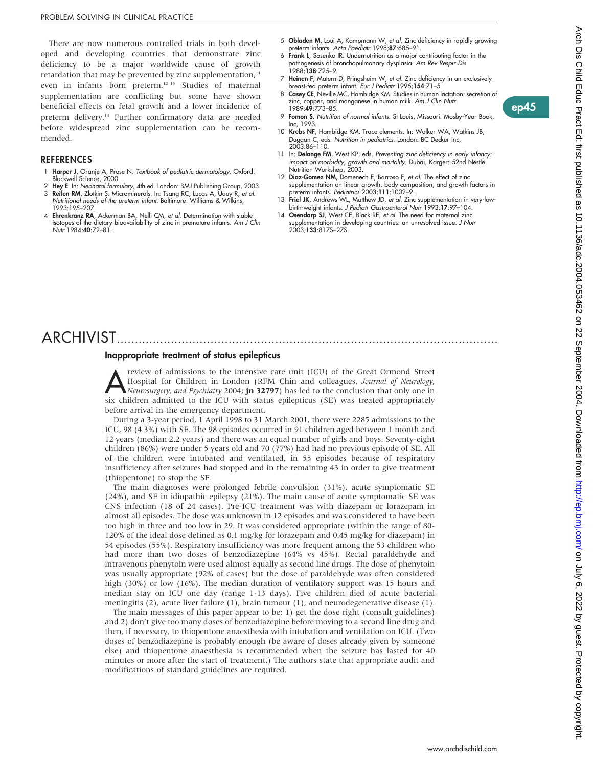There are now numerous controlled trials in both developed and developing countries that demonstrate zinc deficiency to be a major worldwide cause of growth retardation that may be prevented by zinc supplementation,[11] even in infants born preterm.[12 13] Studies of maternal supplementation are conflicting but some have shown beneficial effects on fetal growth and a lower incidence of preterm delivery.[14] Further confirmatory data are needed before widespread zinc supplementation can be recommended.

## REFERENCES

1. **Harper J**, Oranje A, Prose N. *Textbook of pediatric dermatology*. Oxford: Blackwell Science, 2000.
2. **Hey E**. In: *Neonatal formulary*, 4th ed. London: BMJ Publishing Group, 2003.
3. **Reifen RM**, Zlotkin S. Microminerals. In: Tsang RC, Lucas A, Uauy R, *et al*. *Nutritional needs of the preterm infant*. Baltimore: Williams & Wilkins, 1993:195–207.
4. **Ehrenkranz RA**, Ackerman BA, Nelli CM, *et al*. Determination with stable isotopes of the dietary bioavailability of zinc in premature infants. *Am J Clin Nutr* 1984;**40**:72–81.
5. **Obladen M**, Loui A, Kampmann W, *et al*. Zinc deficiency in rapidly growing preterm infants. *Acta Paediatr* 1998;**87**:685–91.
6. **Frank L**, Sosenko IR. Undernutrition as a major contributing factor in the pathogenesis of bronchopulmonary dysplasia. *Am Rev Respir Dis* 1988;**138**:725–9.
7. **Heinen F**, Matern D, Pringsheim W, *et al*. Zinc deficiency in an exclusively breast-fed preterm infant. *Eur J Pediatr* 1995;**154**:71–5.
8. **Casey CE**, Neville MC, Hambidge KM. Studies in human lactation: secretion of zinc, copper, and manganese in human milk. *Am J Clin Nutr* 1989;**49**:773–85.
9. **Fomon S**. *Nutrition of normal infants*. St Louis, Missouri: Mosby-Year Book, Inc, 1993.
10. **Krebs NF**, Hambidge KM. Trace elements. In: Walker WA, Watkins JB, Duggan C, eds. *Nutrition in pediatrics*. London: BC Decker Inc, 2003:86–110.
11. In: **Delange FM**, West KP, eds. *Preventing zinc deficiency in early infancy: impact on morbidity, growth and mortality*. Dubai, Karger: 52nd Nestle Nutrition Workshop, 2003.
12. **Diaz-Gomez NM**, Domenech E, Barroso F, *et al*. The effect of zinc supplementation on linear growth, body composition, and growth factors in preterm infants. *Pediatrics* 2003;**111**:1002–9.
13. **Friel JK**, Andrews WL, Matthew JD, *et al*. Zinc supplementation in very-low-birth-weight infants. *J Pediatr Gastroenterol Nutr* 1993;**17**:97–104.
14. **Osendarp SJ**, West CE, Black RE, *et al*. The need for maternal zinc supplementation in developing countries: an unresolved issue. *J Nutr* 2003;**133**:817S–27S.

# ARCHIVIST

### Inappropriate treatment of status epilepticus

A review of admissions to the intensive care unit (ICU) of the Great Ormond Street Hospital for Children in London (RFM Chin and colleagues. *Journal of Neurology, Neurosurgery, and Psychiatry* 2004; **jn 32797**) has led to the conclusion that only one in six children admitted to the ICU with status epilepticus (SE) was treated appropriately before arrival in the emergency department.

During a 3-year period, 1 April 1998 to 31 March 2001, there were 2285 admissions to the ICU, 98 (4.3%) with SE. The 98 episodes occurred in 91 children aged between 1 month and 12 years (median 2.2 years) and there was an equal number of girls and boys. Seventy-eight children (86%) were under 5 years old and 70 (77%) had had no previous episode of SE. All of the children were intubated and ventilated, in 55 episodes because of respiratory insufficiency after seizures had stopped and in the remaining 43 in order to give treatment (thiopentone) to stop the SE.

The main diagnoses were prolonged febrile convulsion (31%), acute symptomatic SE (24%), and SE in idiopathic epilepsy (21%). The main cause of acute symptomatic SE was CNS infection (18 of 24 cases). Pre-ICU treatment was with diazepam or lorazepam in almost all episodes. The dose was unknown in 12 episodes and was considered to have been too high in three and too low in 29. It was considered appropriate (within the range of 80-120% of the ideal dose defined as 0.1 mg/kg for lorazepam and 0.45 mg/kg for diazepam) in 54 episodes (55%). Respiratory insufficiency was more frequent among the 53 children who had more than two doses of benzodiazepine (64% vs 45%). Rectal paraldehyde and intravenous phenytoin were used almost equally as second line drugs. The dose of phenytoin was usually appropriate (92% of cases) but the dose of paraldehyde was often considered high (30%) or low (16%). The median duration of ventilatory support was 15 hours and median stay on ICU one day (range 1-13 days). Five children died of acute bacterial meningitis (2), acute liver failure (1), brain tumour (1), and neurodegenerative disease (1).

The main messages of this paper appear to be: 1) get the dose right (consult guidelines) and 2) don't give too many doses of benzodiazepine before moving to a second line drug and then, if necessary, to thiopentone anaesthesia with intubation and ventilation on ICU. (Two doses of benzodiazepine is probably enough (be aware of doses already given by someone else) and thiopentone anaesthesia is recommended when the seizure has lasted for 40 minutes or more after the start of treatment.) The authors state that appropriate audit and modifications of standard guidelines are required.